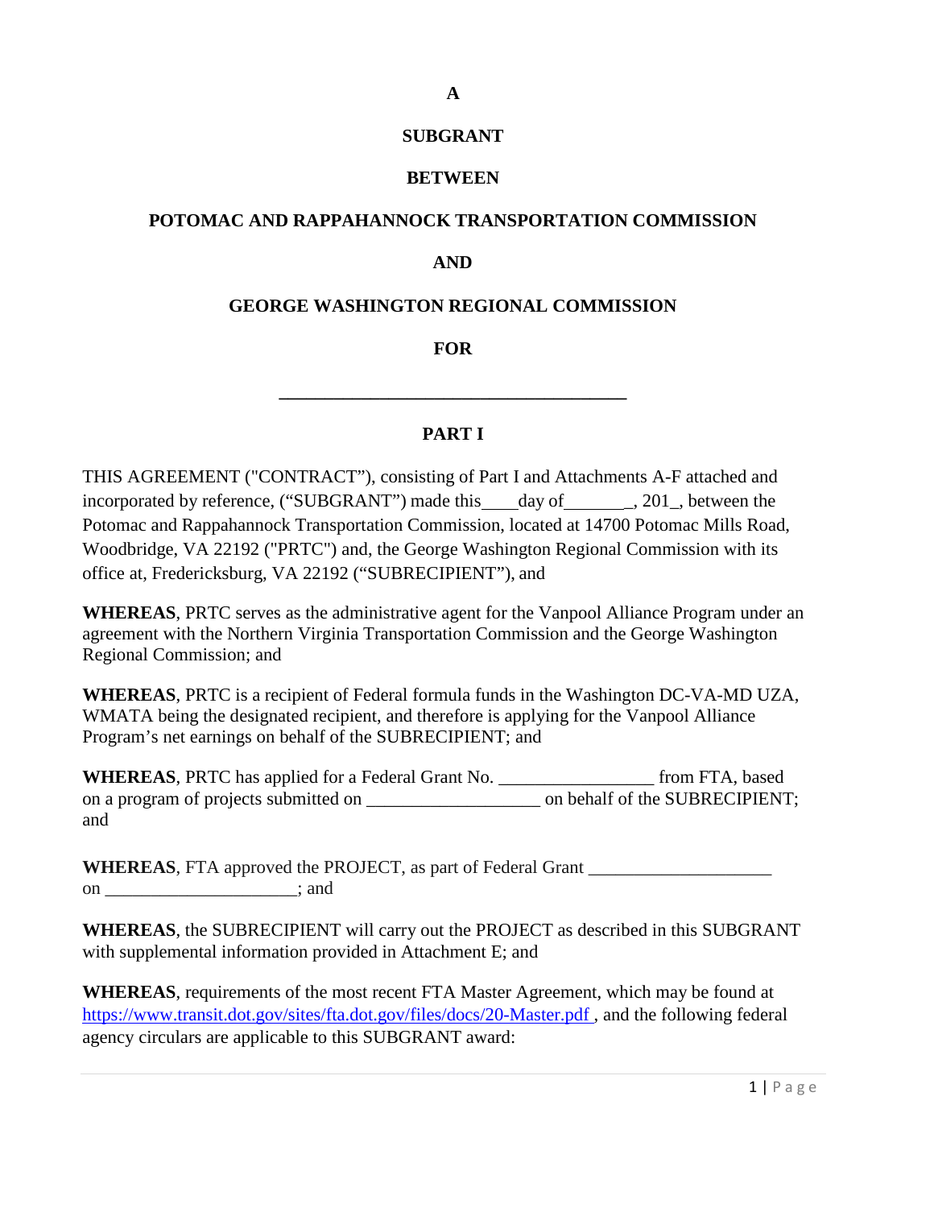**A**

**SUBGRANT**

**BETWEEN**

**POTOMAC AND RAPPAHANNOCK TRANSPORTATION COMMISSION**

**AND**

**GEORGE WASHINGTON REGIONAL COMMISSION**

**FOR**

**\_\_\_\_\_\_\_\_\_\_\_\_\_\_\_\_\_\_\_\_\_\_\_\_\_\_\_\_\_\_\_\_\_\_\_\_\_\_**

**PART I**

THIS AGREEMENT ("CONTRACT"), consisting of Part I and Attachments A-F attached and incorporated by reference, ("SUBGRANT") made this\_\_\_\_day of\_\_\_\_\_\_\_, 201\_, between the Potomac and Rappahannock Transportation Commission, located at 14700 Potomac Mills Road, Woodbridge, VA 22192 ("PRTC") and, the George Washington Regional Commission with its office at, Fredericksburg, VA 22192 ("SUBRECIPIENT"), and

**WHEREAS**, PRTC serves as the administrative agent for the Vanpool Alliance Program under an agreement with the Northern Virginia Transportation Commission and the George Washington Regional Commission; and

**WHEREAS**, PRTC is a recipient of Federal formula funds in the Washington DC-VA-MD UZA, WMATA being the designated recipient, and therefore is applying for the Vanpool Alliance Program's net earnings on behalf of the SUBRECIPIENT; and

**WHEREAS**, PRTC has applied for a Federal Grant No. \_\_\_\_\_\_\_\_\_\_\_\_\_\_\_\_\_ from FTA, based on a program of projects submitted on \_\_\_\_\_\_\_\_\_\_\_\_\_\_\_\_\_\_\_ on behalf of the SUBRECIPIENT; and

**WHEREAS**, FTA approved the PROJECT, as part of Federal Grant \_\_\_\_\_\_\_\_\_\_\_\_\_\_\_\_\_\_\_\_ on \_\_\_\_\_\_\_\_\_\_\_\_\_\_\_\_\_\_\_\_\_; and

**WHEREAS**, the SUBRECIPIENT will carry out the PROJECT as described in this SUBGRANT with supplemental information provided in Attachment E; and

**WHEREAS**, requirements of the most recent FTA Master Agreement, which may be found at https://www.transit.dot.gov/sites/fta.dot.gov/files/docs/20-Master.pdf , and the following federal agency circulars are applicable to this SUBGRANT award: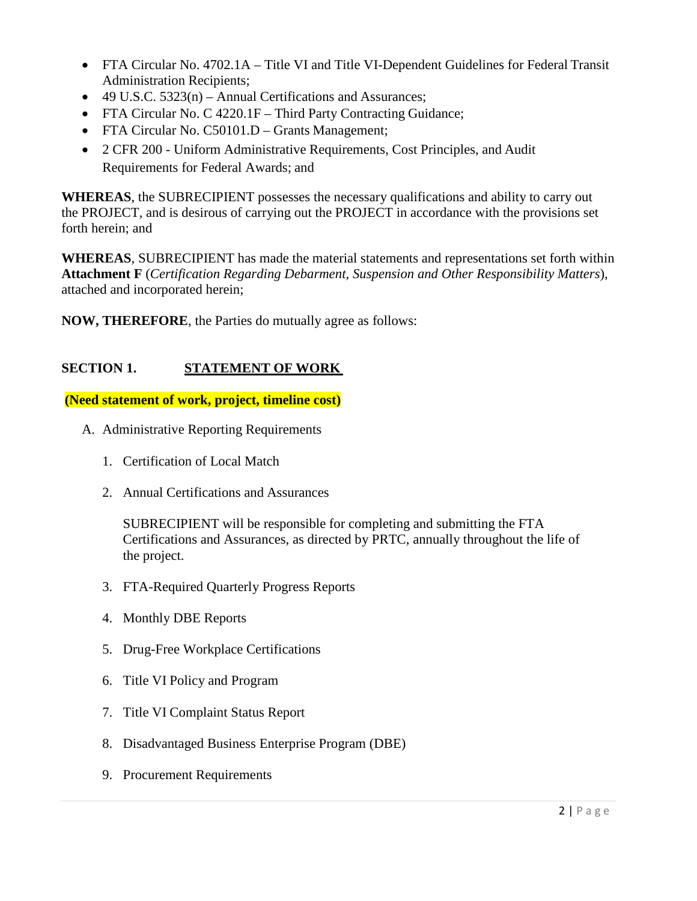- FTA Circular No. 4702.1A – Title VI and Title VI-Dependent Guidelines for Federal Transit Administration Recipients;
- 49 U.S.C. 5323(n) – Annual Certifications and Assurances;
- FTA Circular No. C 4220.1F – Third Party Contracting Guidance;
- FTA Circular No. C50101.D – Grants Management;
- 2 CFR 200 - Uniform Administrative Requirements, Cost Principles, and Audit Requirements for Federal Awards; and

**WHEREAS**, the SUBRECIPIENT possesses the necessary qualifications and ability to carry out the PROJECT, and is desirous of carrying out the PROJECT in accordance with the provisions set forth herein; and

**WHEREAS**, SUBRECIPIENT has made the material statements and representations set forth within **Attachment F** (*Certification Regarding Debarment, Suspension and Other Responsibility Matters*), attached and incorporated herein;

**NOW, THEREFORE**, the Parties do mutually agree as follows:

## SECTION 1. STATEMENT OF WORK

**(Need statement of work, project, timeline cost)**

A. Administrative Reporting Requirements

   1. Certification of Local Match

   2. Annual Certifications and Assurances

      SUBRECIPIENT will be responsible for completing and submitting the FTA Certifications and Assurances, as directed by PRTC, annually throughout the life of the project.

   3. FTA-Required Quarterly Progress Reports

   4. Monthly DBE Reports

   5. Drug-Free Workplace Certifications

   6. Title VI Policy and Program

   7. Title VI Complaint Status Report

   8. Disadvantaged Business Enterprise Program (DBE)

   9. Procurement Requirements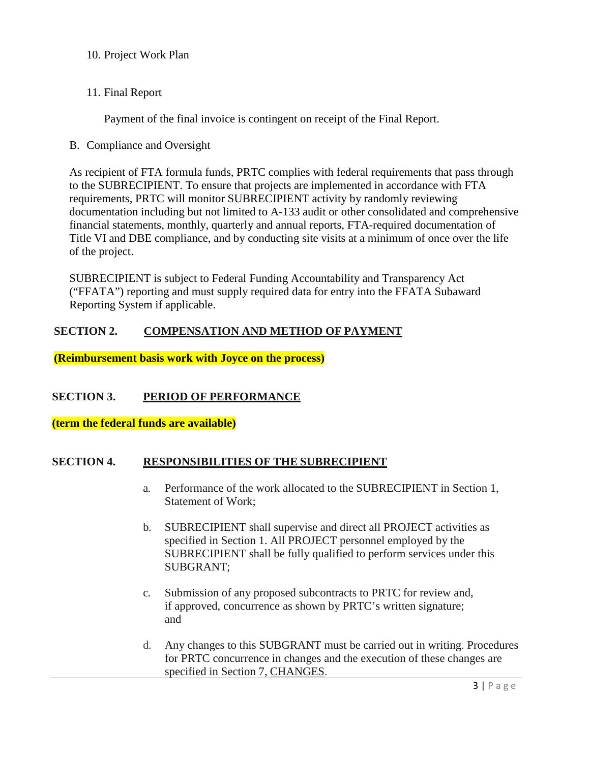10. Project Work Plan

11. Final Report

    Payment of the final invoice is contingent on receipt of the Final Report.

B. Compliance and Oversight

As recipient of FTA formula funds, PRTC complies with federal requirements that pass through to the SUBRECIPIENT. To ensure that projects are implemented in accordance with FTA requirements, PRTC will monitor SUBRECIPIENT activity by randomly reviewing documentation including but not limited to A-133 audit or other consolidated and comprehensive financial statements, monthly, quarterly and annual reports, FTA-required documentation of Title VI and DBE compliance, and by conducting site visits at a minimum of once over the life of the project.

SUBRECIPIENT is subject to Federal Funding Accountability and Transparency Act ("FFATA") reporting and must supply required data for entry into the FFATA Subaward Reporting System if applicable.

## SECTION 2. COMPENSATION AND METHOD OF PAYMENT

**(Reimbursement basis work with Joyce on the process)**

## SECTION 3. PERIOD OF PERFORMANCE

**(term the federal funds are available)**

## SECTION 4. RESPONSIBILITIES OF THE SUBRECIPIENT

a. Performance of the work allocated to the SUBRECIPIENT in Section 1, Statement of Work;

b. SUBRECIPIENT shall supervise and direct all PROJECT activities as specified in Section 1. All PROJECT personnel employed by the SUBRECIPIENT shall be fully qualified to perform services under this SUBGRANT;

c. Submission of any proposed subcontracts to PRTC for review and, if approved, concurrence as shown by PRTC's written signature; and

d. Any changes to this SUBGRANT must be carried out in writing. Procedures for PRTC concurrence in changes and the execution of these changes are specified in Section 7, CHANGES.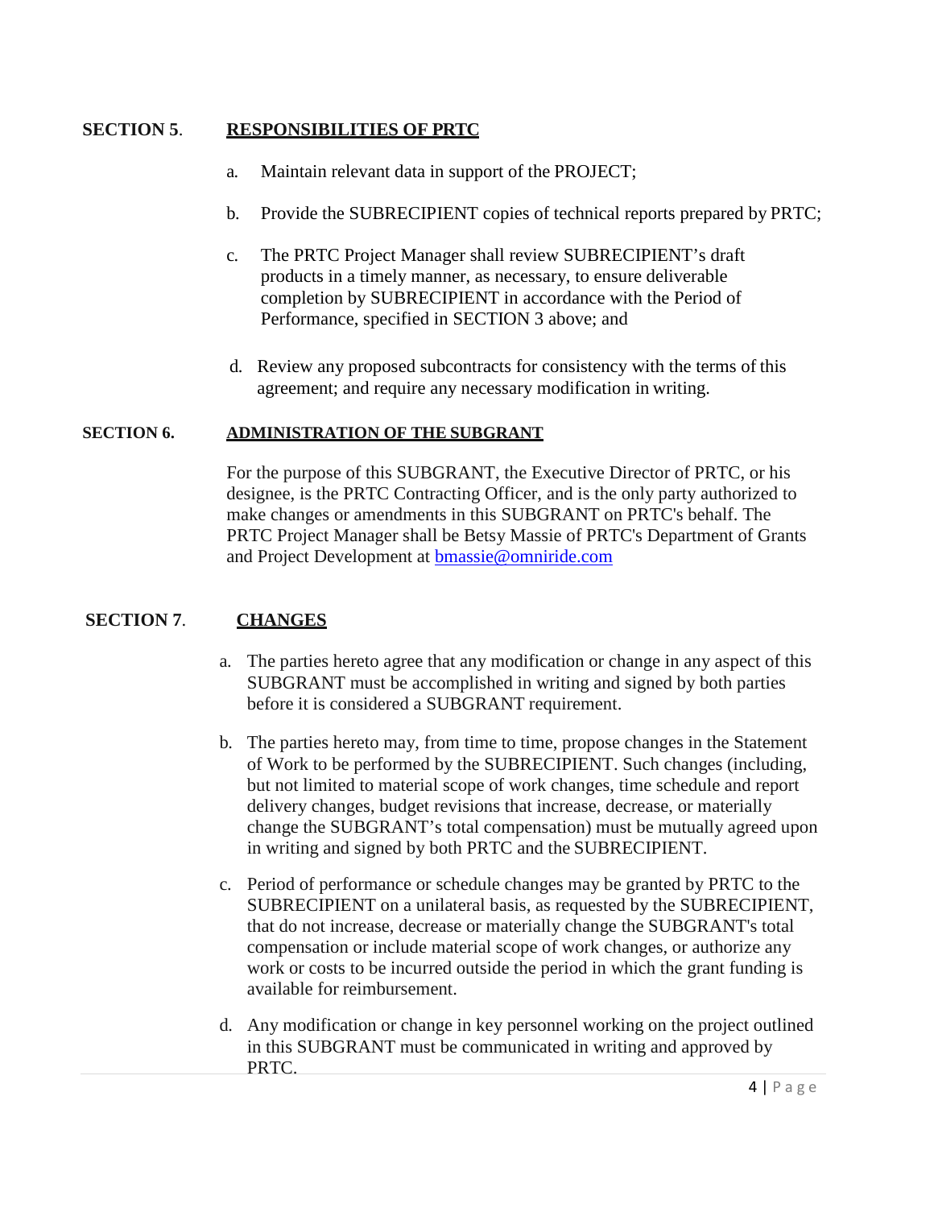## SECTION 5. RESPONSIBILITIES OF PRTC

a. Maintain relevant data in support of the PROJECT;

b. Provide the SUBRECIPIENT copies of technical reports prepared by PRTC;

c. The PRTC Project Manager shall review SUBRECIPIENT's draft products in a timely manner, as necessary, to ensure deliverable completion by SUBRECIPIENT in accordance with the Period of Performance, specified in SECTION 3 above; and

d. Review any proposed subcontracts for consistency with the terms of this agreement; and require any necessary modification in writing.

## SECTION 6. ADMINISTRATION OF THE SUBGRANT

For the purpose of this SUBGRANT, the Executive Director of PRTC, or his designee, is the PRTC Contracting Officer, and is the only party authorized to make changes or amendments in this SUBGRANT on PRTC's behalf. The PRTC Project Manager shall be Betsy Massie of PRTC's Department of Grants and Project Development at bmassie@omniride.com

## SECTION 7. CHANGES

a. The parties hereto agree that any modification or change in any aspect of this SUBGRANT must be accomplished in writing and signed by both parties before it is considered a SUBGRANT requirement.

b. The parties hereto may, from time to time, propose changes in the Statement of Work to be performed by the SUBRECIPIENT. Such changes (including, but not limited to material scope of work changes, time schedule and report delivery changes, budget revisions that increase, decrease, or materially change the SUBGRANT's total compensation) must be mutually agreed upon in writing and signed by both PRTC and the SUBRECIPIENT.

c. Period of performance or schedule changes may be granted by PRTC to the SUBRECIPIENT on a unilateral basis, as requested by the SUBRECIPIENT, that do not increase, decrease or materially change the SUBGRANT's total compensation or include material scope of work changes, or authorize any work or costs to be incurred outside the period in which the grant funding is available for reimbursement.

d. Any modification or change in key personnel working on the project outlined in this SUBGRANT must be communicated in writing and approved by PRTC.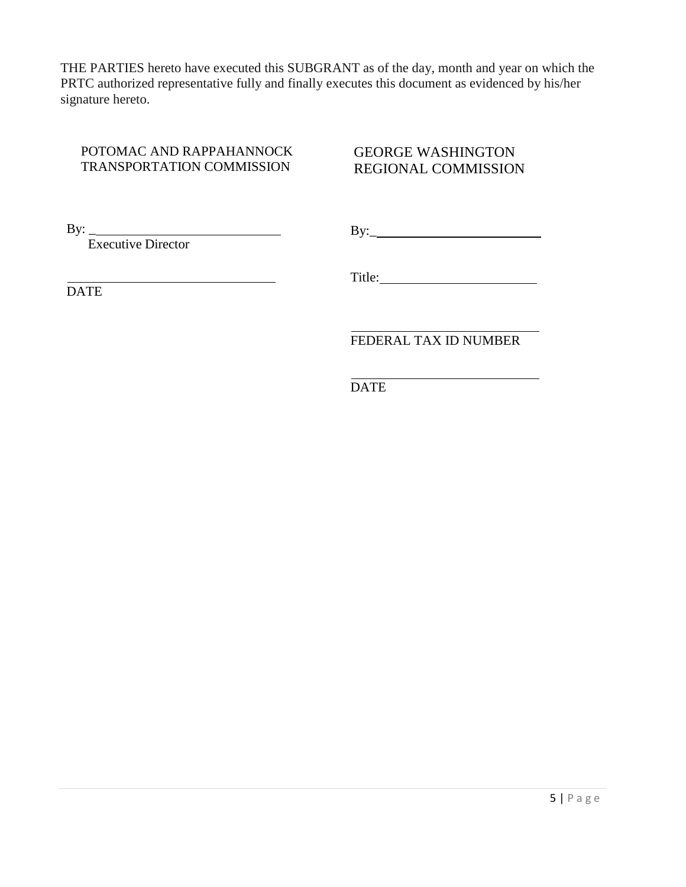THE PARTIES hereto have executed this SUBGRANT as of the day, month and year on which the PRTC authorized representative fully and finally executes this document as evidenced by his/her signature hereto.

| POTOMAC AND RAPPAHANNOCK TRANSPORTATION COMMISSION | GEORGE WASHINGTON REGIONAL COMMISSION |
|---|---|
| By: ______________________________ | By: ______________________________ |
| Executive Director | |
| ______________________________ | Title: ____________________________ |
| DATE | |
| | ______________________________ |
| | FEDERAL TAX ID NUMBER |
| | ______________________________ |
| | DATE |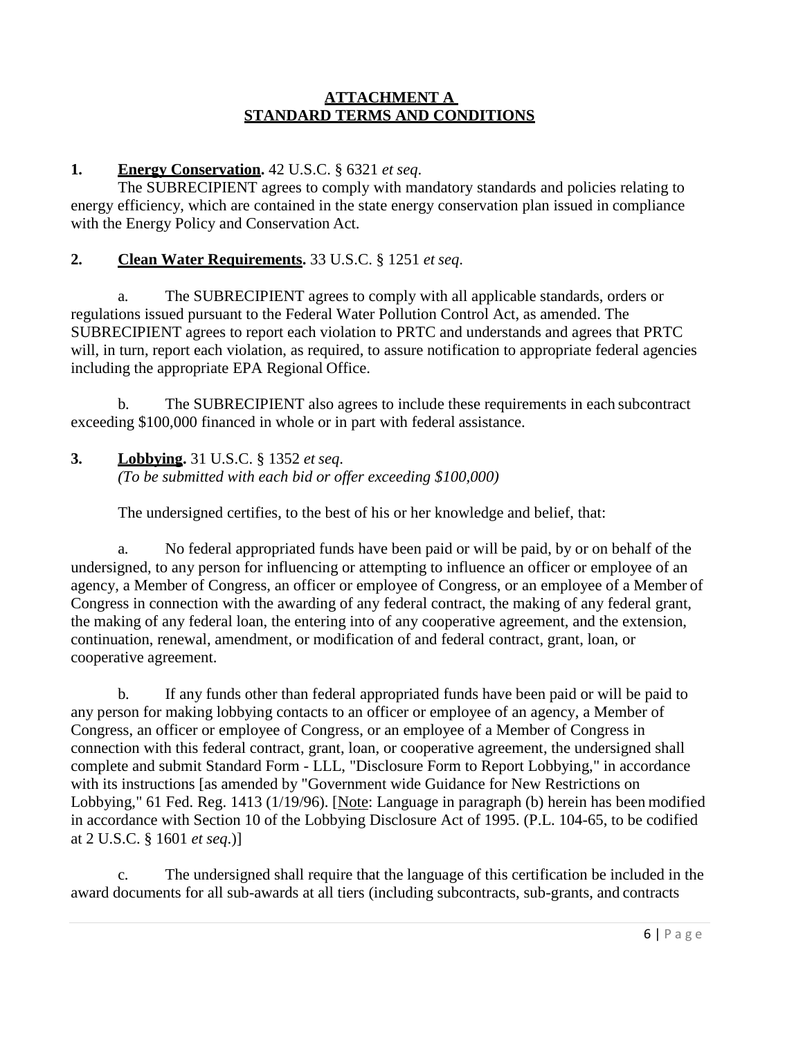# ATTACHMENT A
# STANDARD TERMS AND CONDITIONS

**1. Energy Conservation.** 42 U.S.C. § 6321 *et seq.*

The SUBRECIPIENT agrees to comply with mandatory standards and policies relating to energy efficiency, which are contained in the state energy conservation plan issued in compliance with the Energy Policy and Conservation Act.

**2. Clean Water Requirements.** 33 U.S.C. § 1251 *et seq.*

a. The SUBRECIPIENT agrees to comply with all applicable standards, orders or regulations issued pursuant to the Federal Water Pollution Control Act, as amended. The SUBRECIPIENT agrees to report each violation to PRTC and understands and agrees that PRTC will, in turn, report each violation, as required, to assure notification to appropriate federal agencies including the appropriate EPA Regional Office.

b. The SUBRECIPIENT also agrees to include these requirements in each subcontract exceeding $100,000 financed in whole or in part with federal assistance.

**3. Lobbying.** 31 U.S.C. § 1352 *et seq.*
*(To be submitted with each bid or offer exceeding $100,000)*

The undersigned certifies, to the best of his or her knowledge and belief, that:

a. No federal appropriated funds have been paid or will be paid, by or on behalf of the undersigned, to any person for influencing or attempting to influence an officer or employee of an agency, a Member of Congress, an officer or employee of Congress, or an employee of a Member of Congress in connection with the awarding of any federal contract, the making of any federal grant, the making of any federal loan, the entering into of any cooperative agreement, and the extension, continuation, renewal, amendment, or modification of and federal contract, grant, loan, or cooperative agreement.

b. If any funds other than federal appropriated funds have been paid or will be paid to any person for making lobbying contacts to an officer or employee of an agency, a Member of Congress, an officer or employee of Congress, or an employee of a Member of Congress in connection with this federal contract, grant, loan, or cooperative agreement, the undersigned shall complete and submit Standard Form - LLL, "Disclosure Form to Report Lobbying," in accordance with its instructions [as amended by "Government wide Guidance for New Restrictions on Lobbying," 61 Fed. Reg. 1413 (1/19/96). [Note: Language in paragraph (b) herein has been modified in accordance with Section 10 of the Lobbying Disclosure Act of 1995. (P.L. 104-65, to be codified at 2 U.S.C. § 1601 *et seq*.)]

c. The undersigned shall require that the language of this certification be included in the award documents for all sub-awards at all tiers (including subcontracts, sub-grants, and contracts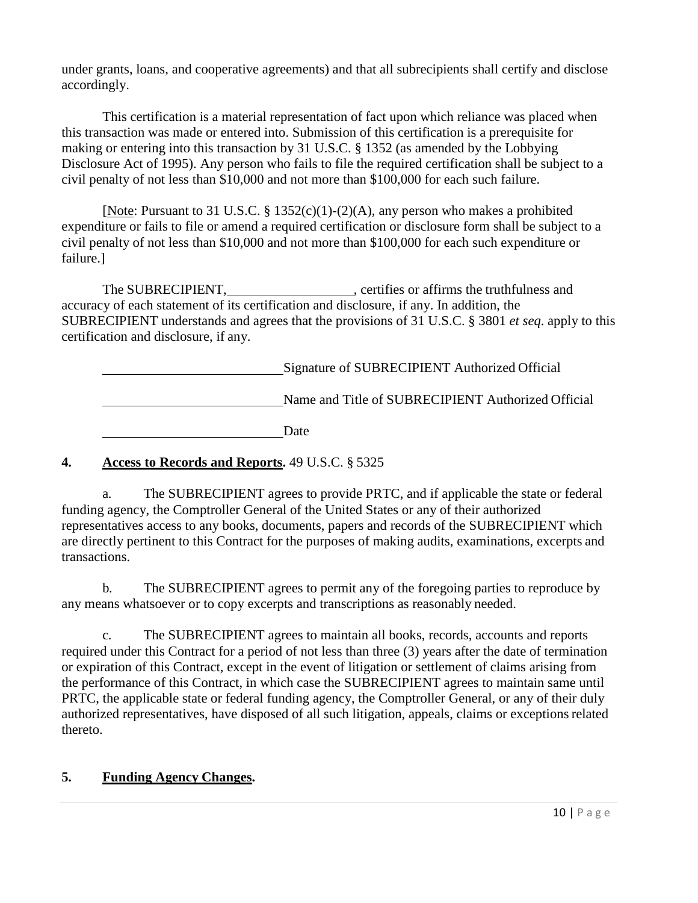under grants, loans, and cooperative agreements) and that all subrecipients shall certify and disclose accordingly.

This certification is a material representation of fact upon which reliance was placed when this transaction was made or entered into. Submission of this certification is a prerequisite for making or entering into this transaction by 31 U.S.C. § 1352 (as amended by the Lobbying Disclosure Act of 1995). Any person who fails to file the required certification shall be subject to a civil penalty of not less than $10,000 and not more than $100,000 for each such failure.

[Note: Pursuant to 31 U.S.C. § 1352(c)(1)-(2)(A), any person who makes a prohibited expenditure or fails to file or amend a required certification or disclosure form shall be subject to a civil penalty of not less than $10,000 and not more than $100,000 for each such expenditure or failure.]

The SUBRECIPIENT, __________________, certifies or affirms the truthfulness and accuracy of each statement of its certification and disclosure, if any. In addition, the SUBRECIPIENT understands and agrees that the provisions of 31 U.S.C. § 3801 *et seq*. apply to this certification and disclosure, if any.

__________________________ Signature of SUBRECIPIENT Authorized Official

__________________________ Name and Title of SUBRECIPIENT Authorized Official

__________________________ Date

**4. Access to Records and Reports.** 49 U.S.C. § 5325

a. The SUBRECIPIENT agrees to provide PRTC, and if applicable the state or federal funding agency, the Comptroller General of the United States or any of their authorized representatives access to any books, documents, papers and records of the SUBRECIPIENT which are directly pertinent to this Contract for the purposes of making audits, examinations, excerpts and transactions.

b. The SUBRECIPIENT agrees to permit any of the foregoing parties to reproduce by any means whatsoever or to copy excerpts and transcriptions as reasonably needed.

c. The SUBRECIPIENT agrees to maintain all books, records, accounts and reports required under this Contract for a period of not less than three (3) years after the date of termination or expiration of this Contract, except in the event of litigation or settlement of claims arising from the performance of this Contract, in which case the SUBRECIPIENT agrees to maintain same until PRTC, the applicable state or federal funding agency, the Comptroller General, or any of their duly authorized representatives, have disposed of all such litigation, appeals, claims or exceptions related thereto.

**5. Funding Agency Changes.**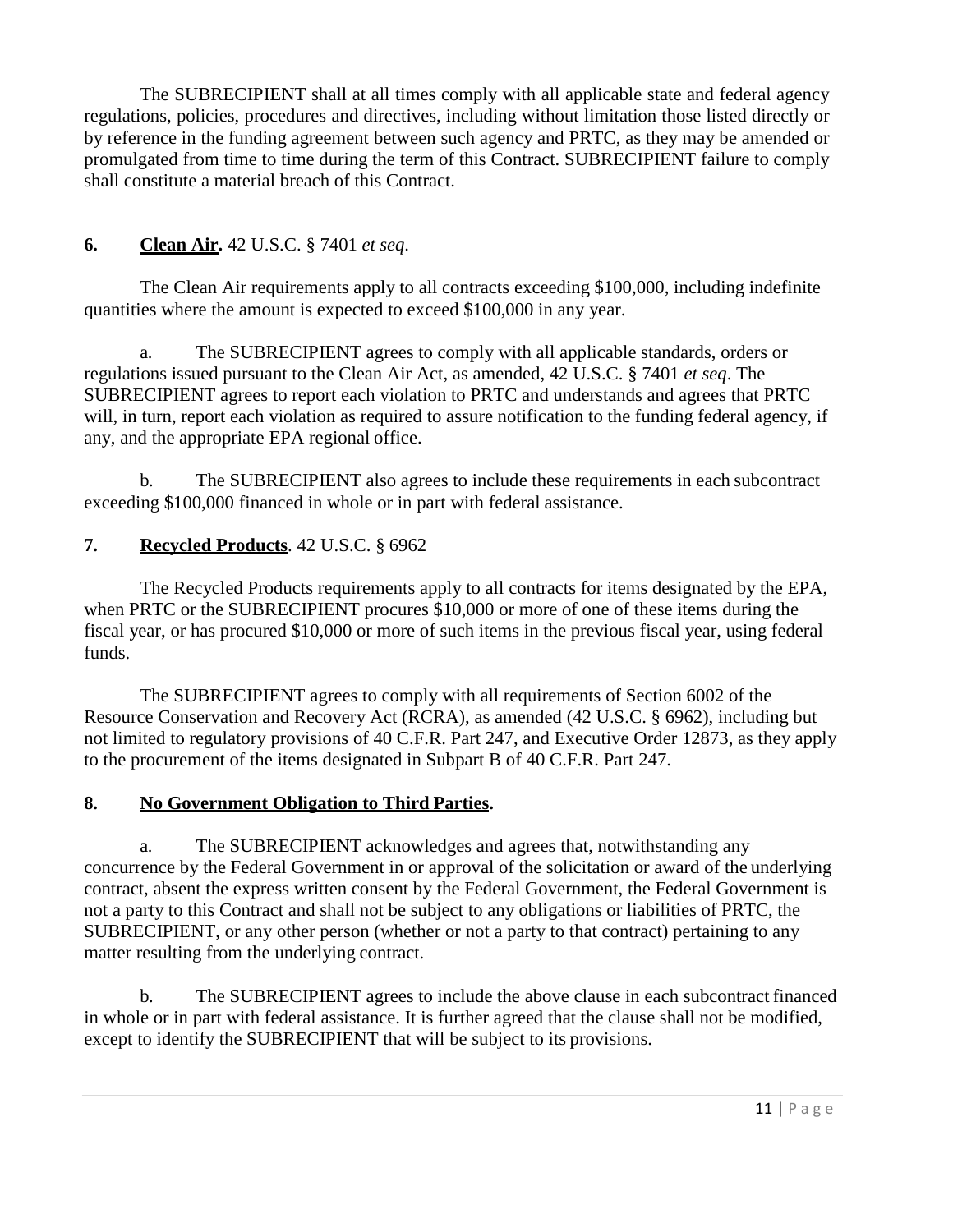The SUBRECIPIENT shall at all times comply with all applicable state and federal agency regulations, policies, procedures and directives, including without limitation those listed directly or by reference in the funding agreement between such agency and PRTC, as they may be amended or promulgated from time to time during the term of this Contract. SUBRECIPIENT failure to comply shall constitute a material breach of this Contract.

**6. <u>Clean Air</u>.** 42 U.S.C. § 7401 *et seq*.

The Clean Air requirements apply to all contracts exceeding $100,000, including indefinite quantities where the amount is expected to exceed $100,000 in any year.

a. The SUBRECIPIENT agrees to comply with all applicable standards, orders or regulations issued pursuant to the Clean Air Act, as amended, 42 U.S.C. § 7401 *et seq*. The SUBRECIPIENT agrees to report each violation to PRTC and understands and agrees that PRTC will, in turn, report each violation as required to assure notification to the funding federal agency, if any, and the appropriate EPA regional office.

b. The SUBRECIPIENT also agrees to include these requirements in each subcontract exceeding $100,000 financed in whole or in part with federal assistance.

**7. <u>Recycled Products</u>**. 42 U.S.C. § 6962

The Recycled Products requirements apply to all contracts for items designated by the EPA, when PRTC or the SUBRECIPIENT procures $10,000 or more of one of these items during the fiscal year, or has procured $10,000 or more of such items in the previous fiscal year, using federal funds.

The SUBRECIPIENT agrees to comply with all requirements of Section 6002 of the Resource Conservation and Recovery Act (RCRA), as amended (42 U.S.C. § 6962), including but not limited to regulatory provisions of 40 C.F.R. Part 247, and Executive Order 12873, as they apply to the procurement of the items designated in Subpart B of 40 C.F.R. Part 247.

**8. <u>No Government Obligation to Third Parties</u>.**

a. The SUBRECIPIENT acknowledges and agrees that, notwithstanding any concurrence by the Federal Government in or approval of the solicitation or award of the underlying contract, absent the express written consent by the Federal Government, the Federal Government is not a party to this Contract and shall not be subject to any obligations or liabilities of PRTC, the SUBRECIPIENT, or any other person (whether or not a party to that contract) pertaining to any matter resulting from the underlying contract.

b. The SUBRECIPIENT agrees to include the above clause in each subcontract financed in whole or in part with federal assistance. It is further agreed that the clause shall not be modified, except to identify the SUBRECIPIENT that will be subject to its provisions.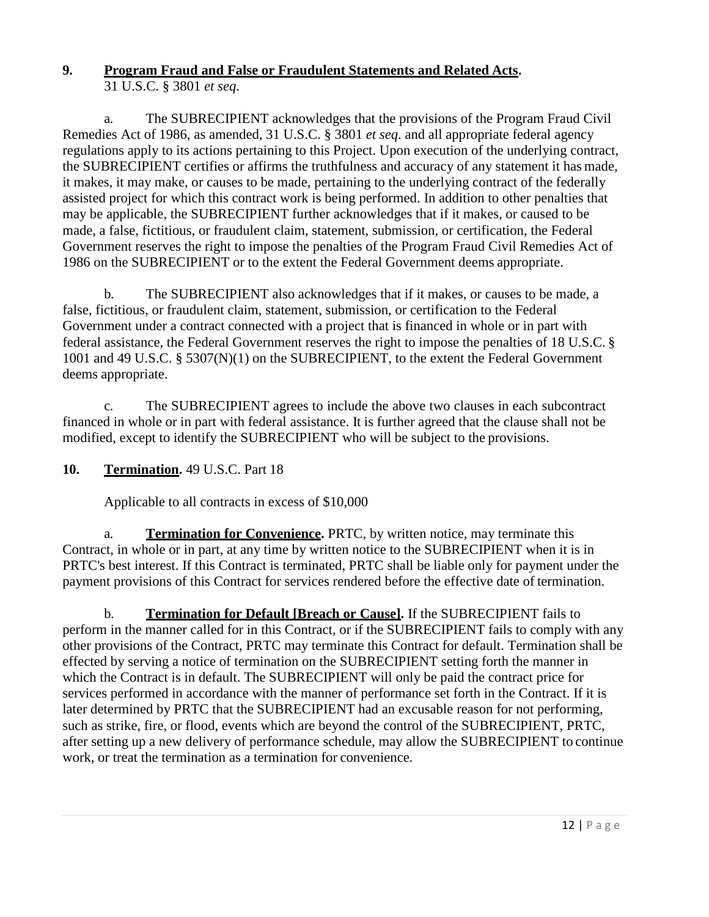## 9. **Program Fraud and False or Fraudulent Statements and Related Acts.**

31 U.S.C. § 3801 *et seq*.

a. The SUBRECIPIENT acknowledges that the provisions of the Program Fraud Civil Remedies Act of 1986, as amended, 31 U.S.C. § 3801 *et seq*. and all appropriate federal agency regulations apply to its actions pertaining to this Project. Upon execution of the underlying contract, the SUBRECIPIENT certifies or affirms the truthfulness and accuracy of any statement it has made, it makes, it may make, or causes to be made, pertaining to the underlying contract of the federally assisted project for which this contract work is being performed. In addition to other penalties that may be applicable, the SUBRECIPIENT further acknowledges that if it makes, or caused to be made, a false, fictitious, or fraudulent claim, statement, submission, or certification, the Federal Government reserves the right to impose the penalties of the Program Fraud Civil Remedies Act of 1986 on the SUBRECIPIENT or to the extent the Federal Government deems appropriate.

b. The SUBRECIPIENT also acknowledges that if it makes, or causes to be made, a false, fictitious, or fraudulent claim, statement, submission, or certification to the Federal Government under a contract connected with a project that is financed in whole or in part with federal assistance, the Federal Government reserves the right to impose the penalties of 18 U.S.C. § 1001 and 49 U.S.C. § 5307(N)(1) on the SUBRECIPIENT, to the extent the Federal Government deems appropriate.

c. The SUBRECIPIENT agrees to include the above two clauses in each subcontract financed in whole or in part with federal assistance. It is further agreed that the clause shall not be modified, except to identify the SUBRECIPIENT who will be subject to the provisions.

## 10. **Termination.** 49 U.S.C. Part 18

Applicable to all contracts in excess of $10,000

a. **Termination for Convenience.** PRTC, by written notice, may terminate this Contract, in whole or in part, at any time by written notice to the SUBRECIPIENT when it is in PRTC's best interest. If this Contract is terminated, PRTC shall be liable only for payment under the payment provisions of this Contract for services rendered before the effective date of termination.

b. **Termination for Default [Breach or Cause].** If the SUBRECIPIENT fails to perform in the manner called for in this Contract, or if the SUBRECIPIENT fails to comply with any other provisions of the Contract, PRTC may terminate this Contract for default. Termination shall be effected by serving a notice of termination on the SUBRECIPIENT setting forth the manner in which the Contract is in default. The SUBRECIPIENT will only be paid the contract price for services performed in accordance with the manner of performance set forth in the Contract. If it is later determined by PRTC that the SUBRECIPIENT had an excusable reason for not performing, such as strike, fire, or flood, events which are beyond the control of the SUBRECIPIENT, PRTC, after setting up a new delivery of performance schedule, may allow the SUBRECIPIENT to continue work, or treat the termination as a termination for convenience.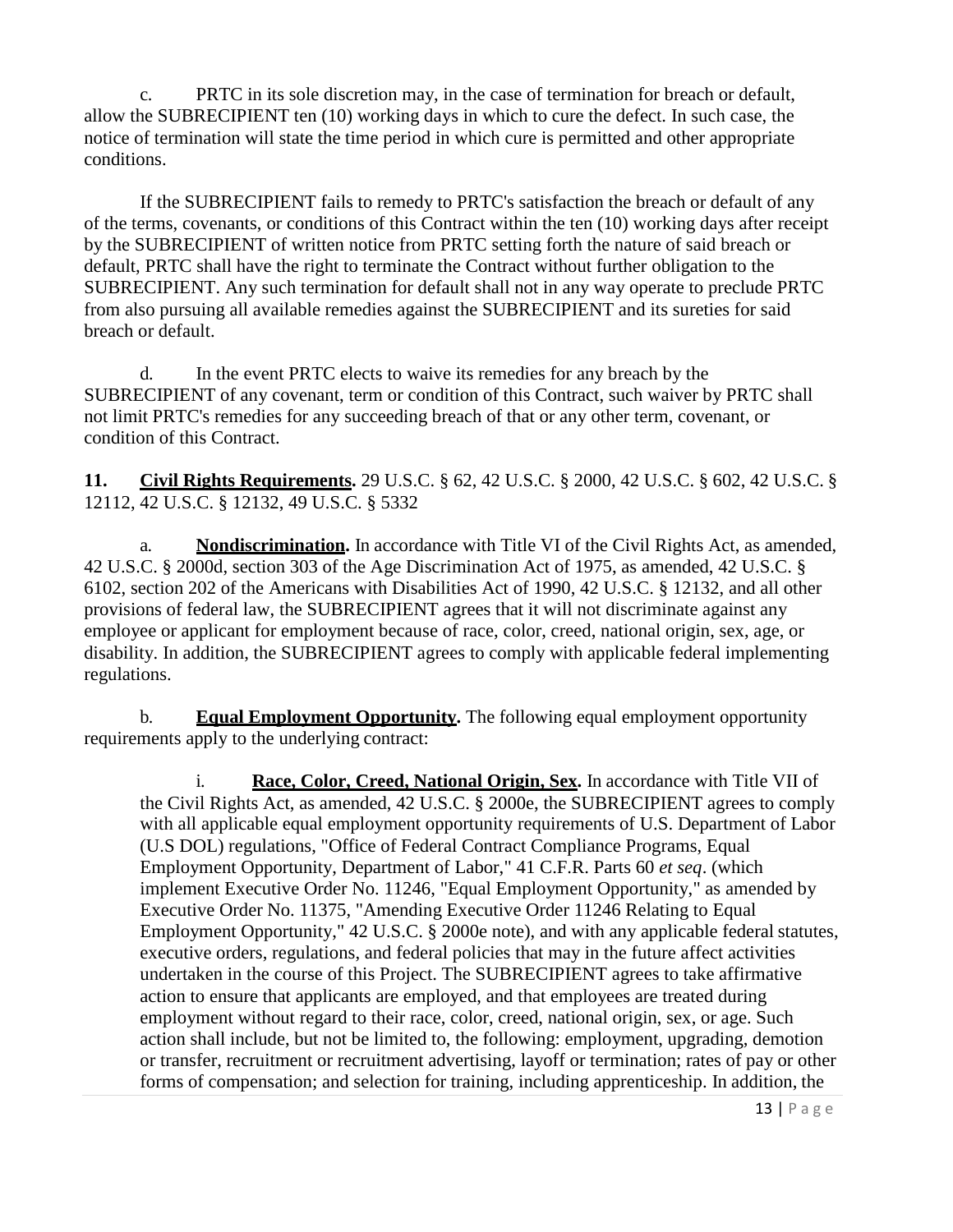c. PRTC in its sole discretion may, in the case of termination for breach or default, allow the SUBRECIPIENT ten (10) working days in which to cure the defect. In such case, the notice of termination will state the time period in which cure is permitted and other appropriate conditions.

If the SUBRECIPIENT fails to remedy to PRTC's satisfaction the breach or default of any of the terms, covenants, or conditions of this Contract within the ten (10) working days after receipt by the SUBRECIPIENT of written notice from PRTC setting forth the nature of said breach or default, PRTC shall have the right to terminate the Contract without further obligation to the SUBRECIPIENT. Any such termination for default shall not in any way operate to preclude PRTC from also pursuing all available remedies against the SUBRECIPIENT and its sureties for said breach or default.

d. In the event PRTC elects to waive its remedies for any breach by the SUBRECIPIENT of any covenant, term or condition of this Contract, such waiver by PRTC shall not limit PRTC's remedies for any succeeding breach of that or any other term, covenant, or condition of this Contract.

**11. Civil Rights Requirements.** 29 U.S.C. § 62, 42 U.S.C. § 2000, 42 U.S.C. § 602, 42 U.S.C. § 12112, 42 U.S.C. § 12132, 49 U.S.C. § 5332

a. **Nondiscrimination.** In accordance with Title VI of the Civil Rights Act, as amended, 42 U.S.C. § 2000d, section 303 of the Age Discrimination Act of 1975, as amended, 42 U.S.C. § 6102, section 202 of the Americans with Disabilities Act of 1990, 42 U.S.C. § 12132, and all other provisions of federal law, the SUBRECIPIENT agrees that it will not discriminate against any employee or applicant for employment because of race, color, creed, national origin, sex, age, or disability. In addition, the SUBRECIPIENT agrees to comply with applicable federal implementing regulations.

b. **Equal Employment Opportunity.** The following equal employment opportunity requirements apply to the underlying contract:

i. **Race, Color, Creed, National Origin, Sex.** In accordance with Title VII of the Civil Rights Act, as amended, 42 U.S.C. § 2000e, the SUBRECIPIENT agrees to comply with all applicable equal employment opportunity requirements of U.S. Department of Labor (U.S DOL) regulations, "Office of Federal Contract Compliance Programs, Equal Employment Opportunity, Department of Labor," 41 C.F.R. Parts 60 *et seq*. (which implement Executive Order No. 11246, "Equal Employment Opportunity," as amended by Executive Order No. 11375, "Amending Executive Order 11246 Relating to Equal Employment Opportunity," 42 U.S.C. § 2000e note), and with any applicable federal statutes, executive orders, regulations, and federal policies that may in the future affect activities undertaken in the course of this Project. The SUBRECIPIENT agrees to take affirmative action to ensure that applicants are employed, and that employees are treated during employment without regard to their race, color, creed, national origin, sex, or age. Such action shall include, but not be limited to, the following: employment, upgrading, demotion or transfer, recruitment or recruitment advertising, layoff or termination; rates of pay or other forms of compensation; and selection for training, including apprenticeship. In addition, the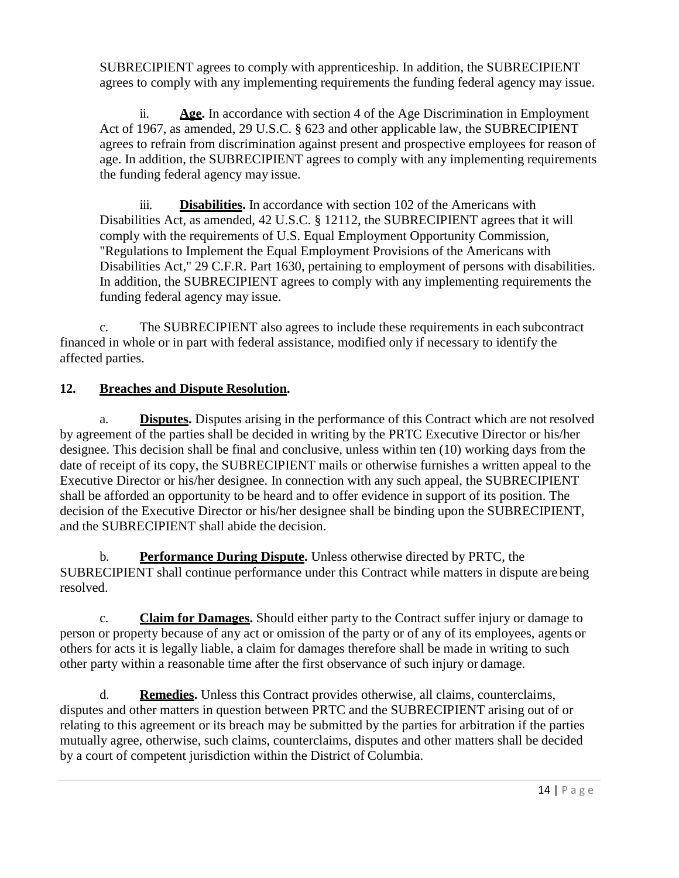SUBRECIPIENT agrees to comply with apprenticeship. In addition, the SUBRECIPIENT agrees to comply with any implementing requirements the funding federal agency may issue.

ii. **Age.** In accordance with section 4 of the Age Discrimination in Employment Act of 1967, as amended, 29 U.S.C. § 623 and other applicable law, the SUBRECIPIENT agrees to refrain from discrimination against present and prospective employees for reason of age. In addition, the SUBRECIPIENT agrees to comply with any implementing requirements the funding federal agency may issue.

iii. **Disabilities.** In accordance with section 102 of the Americans with Disabilities Act, as amended, 42 U.S.C. § 12112, the SUBRECIPIENT agrees that it will comply with the requirements of U.S. Equal Employment Opportunity Commission, "Regulations to Implement the Equal Employment Provisions of the Americans with Disabilities Act," 29 C.F.R. Part 1630, pertaining to employment of persons with disabilities. In addition, the SUBRECIPIENT agrees to comply with any implementing requirements the funding federal agency may issue.

c. The SUBRECIPIENT also agrees to include these requirements in each subcontract financed in whole or in part with federal assistance, modified only if necessary to identify the affected parties.

## 12. Breaches and Dispute Resolution.

a. **Disputes.** Disputes arising in the performance of this Contract which are not resolved by agreement of the parties shall be decided in writing by the PRTC Executive Director or his/her designee. This decision shall be final and conclusive, unless within ten (10) working days from the date of receipt of its copy, the SUBRECIPIENT mails or otherwise furnishes a written appeal to the Executive Director or his/her designee. In connection with any such appeal, the SUBRECIPIENT shall be afforded an opportunity to be heard and to offer evidence in support of its position. The decision of the Executive Director or his/her designee shall be binding upon the SUBRECIPIENT, and the SUBRECIPIENT shall abide the decision.

b. **Performance During Dispute.** Unless otherwise directed by PRTC, the SUBRECIPIENT shall continue performance under this Contract while matters in dispute are being resolved.

c. **Claim for Damages.** Should either party to the Contract suffer injury or damage to person or property because of any act or omission of the party or of any of its employees, agents or others for acts it is legally liable, a claim for damages therefore shall be made in writing to such other party within a reasonable time after the first observance of such injury or damage.

d. **Remedies.** Unless this Contract provides otherwise, all claims, counterclaims, disputes and other matters in question between PRTC and the SUBRECIPIENT arising out of or relating to this agreement or its breach may be submitted by the parties for arbitration if the parties mutually agree, otherwise, such claims, counterclaims, disputes and other matters shall be decided by a court of competent jurisdiction within the District of Columbia.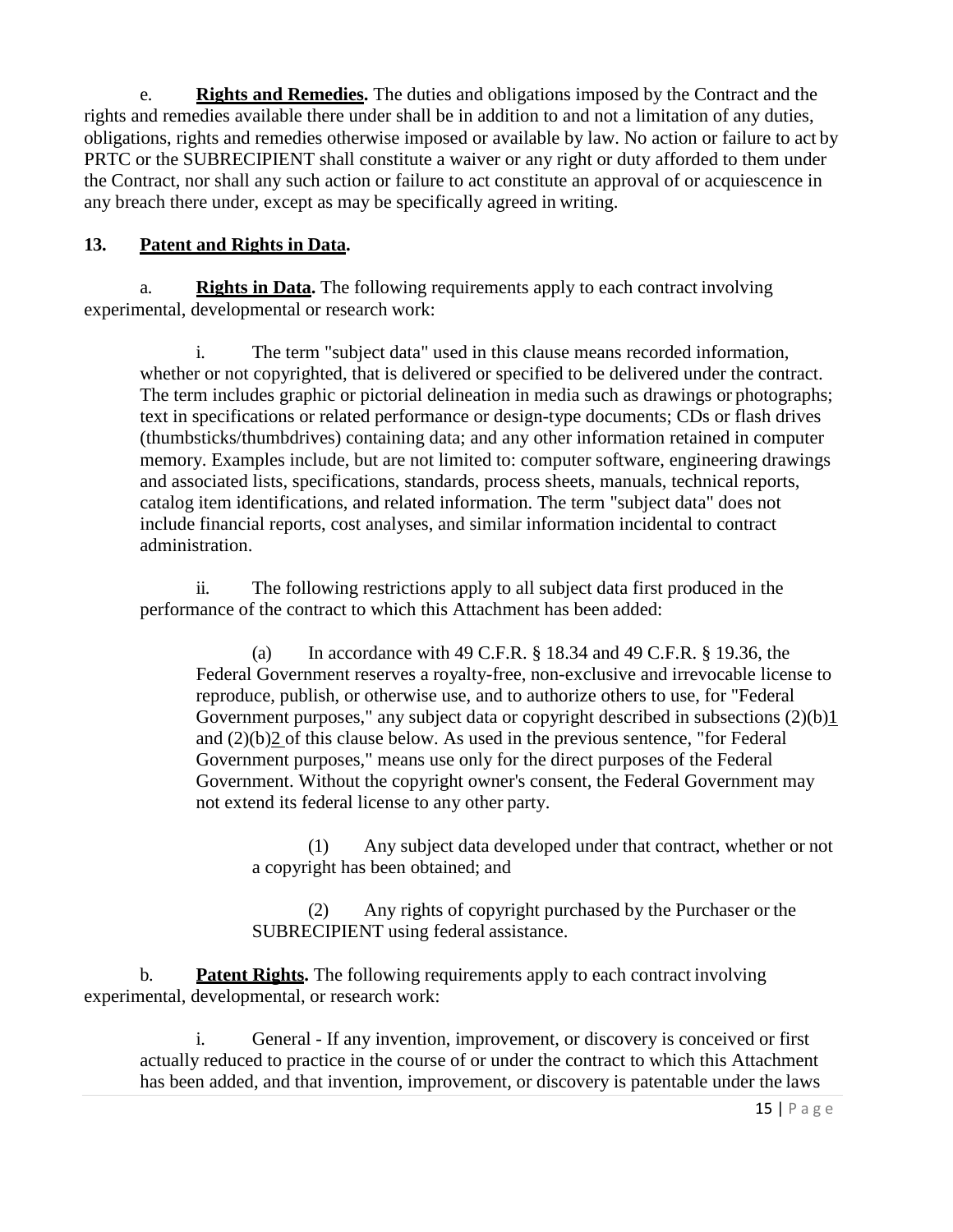e. **Rights and Remedies.** The duties and obligations imposed by the Contract and the rights and remedies available there under shall be in addition to and not a limitation of any duties, obligations, rights and remedies otherwise imposed or available by law. No action or failure to act by PRTC or the SUBRECIPIENT shall constitute a waiver or any right or duty afforded to them under the Contract, nor shall any such action or failure to act constitute an approval of or acquiescence in any breach there under, except as may be specifically agreed in writing.

**13. Patent and Rights in Data.**

a. **Rights in Data.** The following requirements apply to each contract involving experimental, developmental or research work:

i. The term "subject data" used in this clause means recorded information, whether or not copyrighted, that is delivered or specified to be delivered under the contract. The term includes graphic or pictorial delineation in media such as drawings or photographs; text in specifications or related performance or design-type documents; CDs or flash drives (thumbsticks/thumbdrives) containing data; and any other information retained in computer memory. Examples include, but are not limited to: computer software, engineering drawings and associated lists, specifications, standards, process sheets, manuals, technical reports, catalog item identifications, and related information. The term "subject data" does not include financial reports, cost analyses, and similar information incidental to contract administration.

ii. The following restrictions apply to all subject data first produced in the performance of the contract to which this Attachment has been added:

(a) In accordance with 49 C.F.R. § 18.34 and 49 C.F.R. § 19.36, the Federal Government reserves a royalty-free, non-exclusive and irrevocable license to reproduce, publish, or otherwise use, and to authorize others to use, for "Federal Government purposes," any subject data or copyright described in subsections (2)(b)1 and (2)(b)2 of this clause below. As used in the previous sentence, "for Federal Government purposes," means use only for the direct purposes of the Federal Government. Without the copyright owner's consent, the Federal Government may not extend its federal license to any other party.

(1) Any subject data developed under that contract, whether or not a copyright has been obtained; and

(2) Any rights of copyright purchased by the Purchaser or the SUBRECIPIENT using federal assistance.

b. **Patent Rights.** The following requirements apply to each contract involving experimental, developmental, or research work:

i. General - If any invention, improvement, or discovery is conceived or first actually reduced to practice in the course of or under the contract to which this Attachment has been added, and that invention, improvement, or discovery is patentable under the laws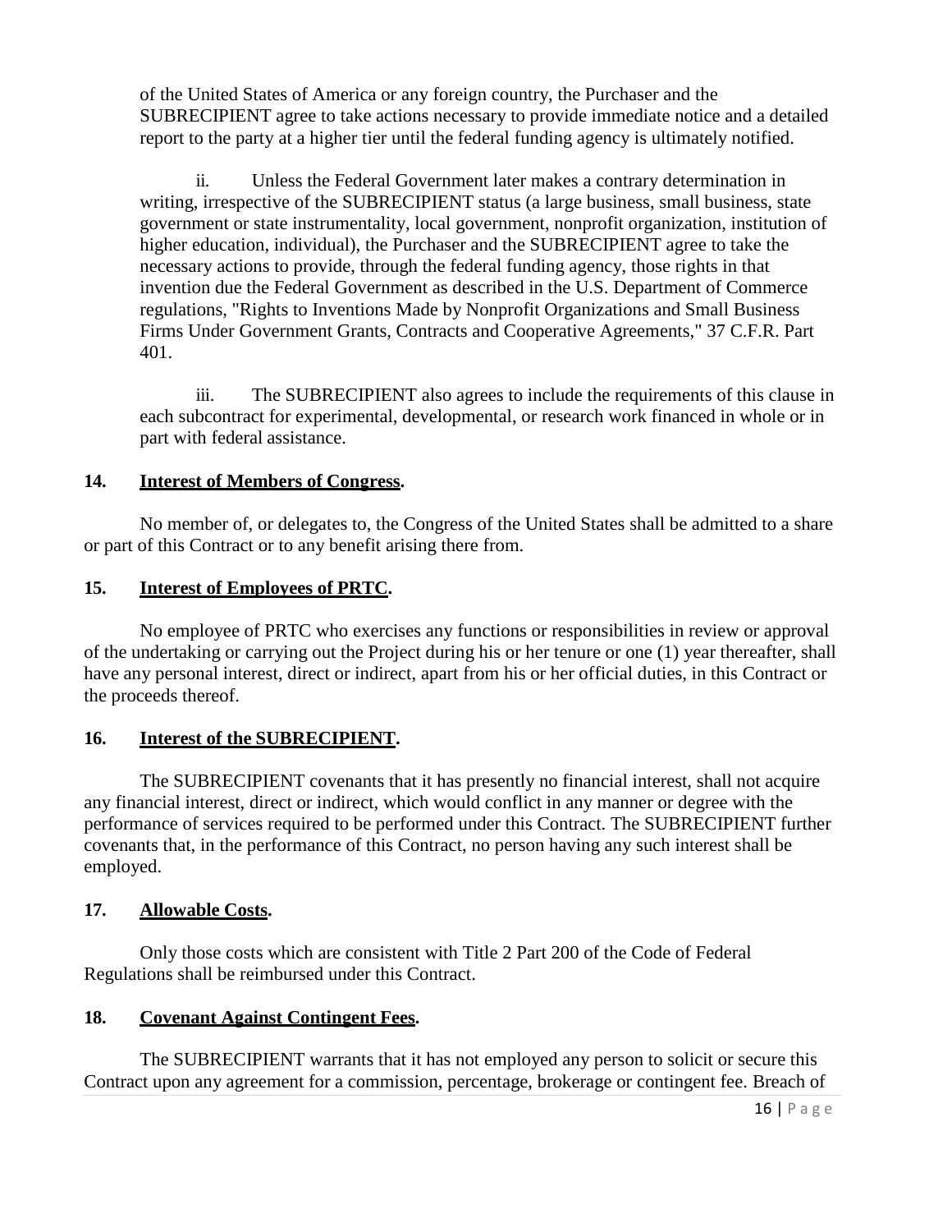of the United States of America or any foreign country, the Purchaser and the SUBRECIPIENT agree to take actions necessary to provide immediate notice and a detailed report to the party at a higher tier until the federal funding agency is ultimately notified.

ii. Unless the Federal Government later makes a contrary determination in writing, irrespective of the SUBRECIPIENT status (a large business, small business, state government or state instrumentality, local government, nonprofit organization, institution of higher education, individual), the Purchaser and the SUBRECIPIENT agree to take the necessary actions to provide, through the federal funding agency, those rights in that invention due the Federal Government as described in the U.S. Department of Commerce regulations, "Rights to Inventions Made by Nonprofit Organizations and Small Business Firms Under Government Grants, Contracts and Cooperative Agreements," 37 C.F.R. Part 401.

iii. The SUBRECIPIENT also agrees to include the requirements of this clause in each subcontract for experimental, developmental, or research work financed in whole or in part with federal assistance.

**14. Interest of Members of Congress.**

No member of, or delegates to, the Congress of the United States shall be admitted to a share or part of this Contract or to any benefit arising there from.

**15. Interest of Employees of PRTC.**

No employee of PRTC who exercises any functions or responsibilities in review or approval of the undertaking or carrying out the Project during his or her tenure or one (1) year thereafter, shall have any personal interest, direct or indirect, apart from his or her official duties, in this Contract or the proceeds thereof.

**16. Interest of the SUBRECIPIENT.**

The SUBRECIPIENT covenants that it has presently no financial interest, shall not acquire any financial interest, direct or indirect, which would conflict in any manner or degree with the performance of services required to be performed under this Contract. The SUBRECIPIENT further covenants that, in the performance of this Contract, no person having any such interest shall be employed.

**17. Allowable Costs.**

Only those costs which are consistent with Title 2 Part 200 of the Code of Federal Regulations shall be reimbursed under this Contract.

**18. Covenant Against Contingent Fees.**

The SUBRECIPIENT warrants that it has not employed any person to solicit or secure this Contract upon any agreement for a commission, percentage, brokerage or contingent fee. Breach of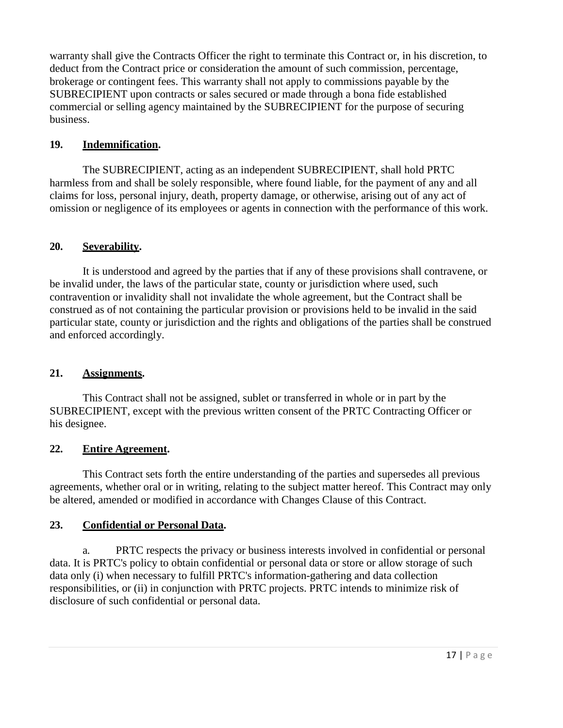warranty shall give the Contracts Officer the right to terminate this Contract or, in his discretion, to deduct from the Contract price or consideration the amount of such commission, percentage, brokerage or contingent fees. This warranty shall not apply to commissions payable by the SUBRECIPIENT upon contracts or sales secured or made through a bona fide established commercial or selling agency maintained by the SUBRECIPIENT for the purpose of securing business.

**19. Indemnification.**

The SUBRECIPIENT, acting as an independent SUBRECIPIENT, shall hold PRTC harmless from and shall be solely responsible, where found liable, for the payment of any and all claims for loss, personal injury, death, property damage, or otherwise, arising out of any act of omission or negligence of its employees or agents in connection with the performance of this work.

**20. Severability.**

It is understood and agreed by the parties that if any of these provisions shall contravene, or be invalid under, the laws of the particular state, county or jurisdiction where used, such contravention or invalidity shall not invalidate the whole agreement, but the Contract shall be construed as of not containing the particular provision or provisions held to be invalid in the said particular state, county or jurisdiction and the rights and obligations of the parties shall be construed and enforced accordingly.

**21. Assignments.**

This Contract shall not be assigned, sublet or transferred in whole or in part by the SUBRECIPIENT, except with the previous written consent of the PRTC Contracting Officer or his designee.

**22. Entire Agreement.**

This Contract sets forth the entire understanding of the parties and supersedes all previous agreements, whether oral or in writing, relating to the subject matter hereof. This Contract may only be altered, amended or modified in accordance with Changes Clause of this Contract.

**23. Confidential or Personal Data.**

a. PRTC respects the privacy or business interests involved in confidential or personal data. It is PRTC's policy to obtain confidential or personal data or store or allow storage of such data only (i) when necessary to fulfill PRTC's information-gathering and data collection responsibilities, or (ii) in conjunction with PRTC projects. PRTC intends to minimize risk of disclosure of such confidential or personal data.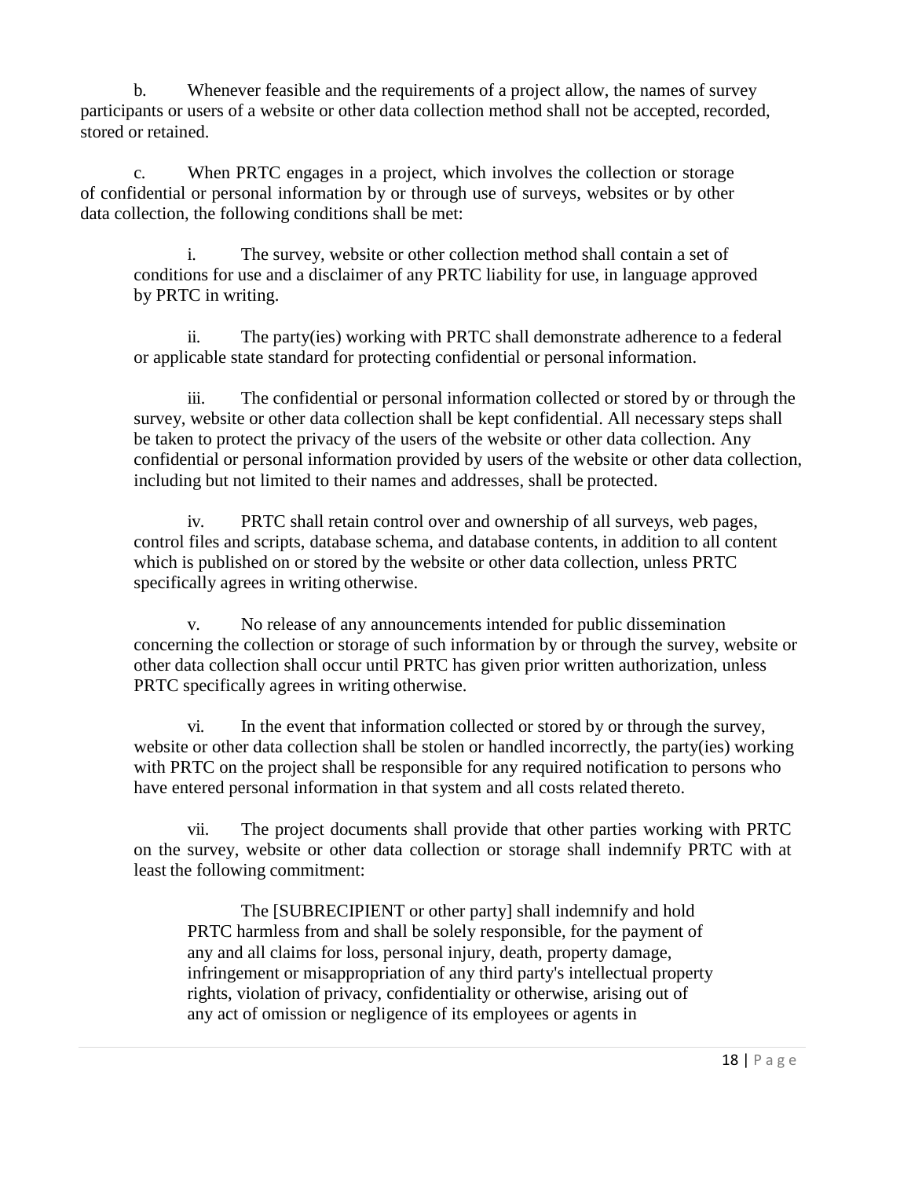b. Whenever feasible and the requirements of a project allow, the names of survey participants or users of a website or other data collection method shall not be accepted, recorded, stored or retained.

c. When PRTC engages in a project, which involves the collection or storage of confidential or personal information by or through use of surveys, websites or by other data collection, the following conditions shall be met:

> i. The survey, website or other collection method shall contain a set of conditions for use and a disclaimer of any PRTC liability for use, in language approved by PRTC in writing.
>
> ii. The party(ies) working with PRTC shall demonstrate adherence to a federal or applicable state standard for protecting confidential or personal information.
>
> iii. The confidential or personal information collected or stored by or through the survey, website or other data collection shall be kept confidential. All necessary steps shall be taken to protect the privacy of the users of the website or other data collection. Any confidential or personal information provided by users of the website or other data collection, including but not limited to their names and addresses, shall be protected.
>
> iv. PRTC shall retain control over and ownership of all surveys, web pages, control files and scripts, database schema, and database contents, in addition to all content which is published on or stored by the website or other data collection, unless PRTC specifically agrees in writing otherwise.
>
> v. No release of any announcements intended for public dissemination concerning the collection or storage of such information by or through the survey, website or other data collection shall occur until PRTC has given prior written authorization, unless PRTC specifically agrees in writing otherwise.
>
> vi. In the event that information collected or stored by or through the survey, website or other data collection shall be stolen or handled incorrectly, the party(ies) working with PRTC on the project shall be responsible for any required notification to persons who have entered personal information in that system and all costs related thereto.
>
> vii. The project documents shall provide that other parties working with PRTC on the survey, website or other data collection or storage shall indemnify PRTC with at least the following commitment:
>
> > The [SUBRECIPIENT or other party] shall indemnify and hold PRTC harmless from and shall be solely responsible, for the payment of any and all claims for loss, personal injury, death, property damage, infringement or misappropriation of any third party's intellectual property rights, violation of privacy, confidentiality or otherwise, arising out of any act of omission or negligence of its employees or agents in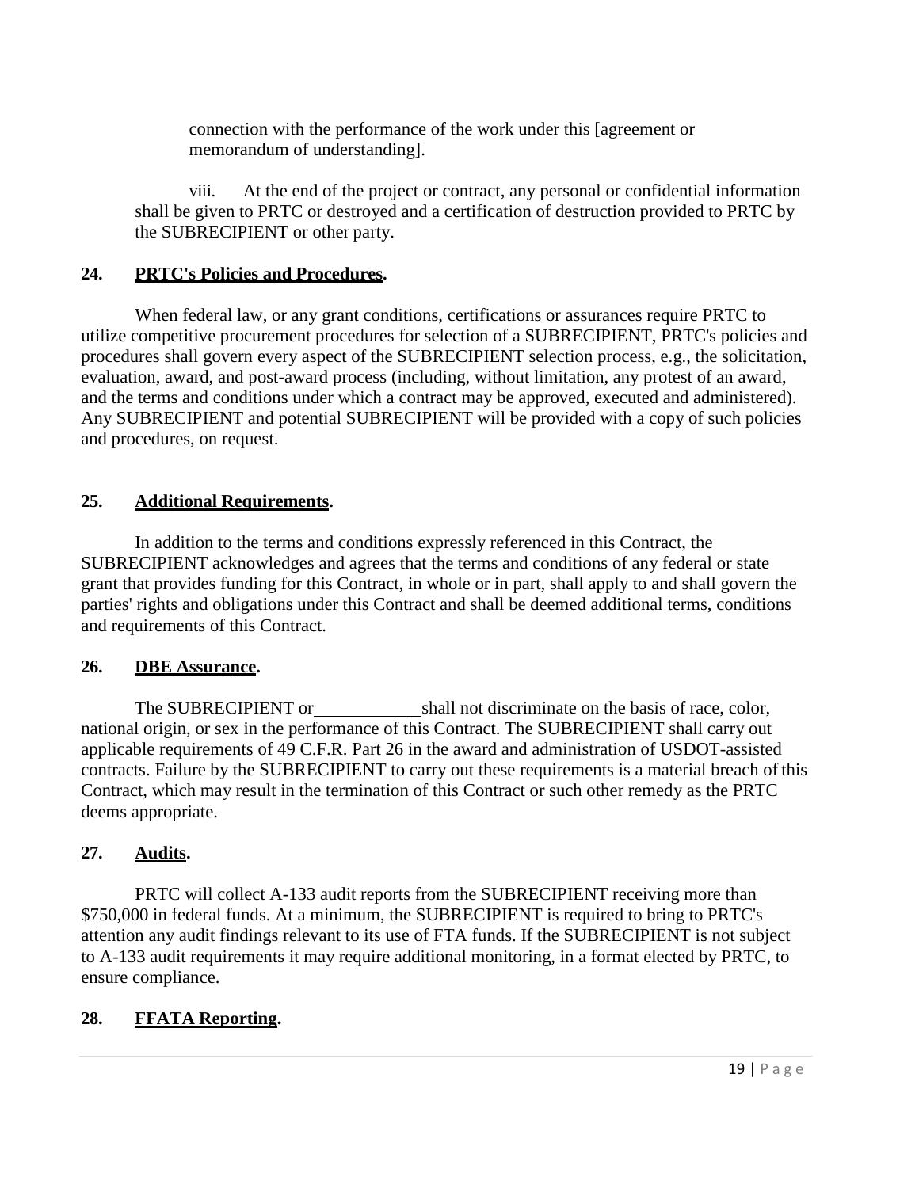connection with the performance of the work under this [agreement or memorandum of understanding].

viii. At the end of the project or contract, any personal or confidential information shall be given to PRTC or destroyed and a certification of destruction provided to PRTC by the SUBRECIPIENT or other party.

**24. PRTC's Policies and Procedures.**

When federal law, or any grant conditions, certifications or assurances require PRTC to utilize competitive procurement procedures for selection of a SUBRECIPIENT, PRTC's policies and procedures shall govern every aspect of the SUBRECIPIENT selection process, e.g., the solicitation, evaluation, award, and post-award process (including, without limitation, any protest of an award, and the terms and conditions under which a contract may be approved, executed and administered). Any SUBRECIPIENT and potential SUBRECIPIENT will be provided with a copy of such policies and procedures, on request.

**25. Additional Requirements.**

In addition to the terms and conditions expressly referenced in this Contract, the SUBRECIPIENT acknowledges and agrees that the terms and conditions of any federal or state grant that provides funding for this Contract, in whole or in part, shall apply to and shall govern the parties' rights and obligations under this Contract and shall be deemed additional terms, conditions and requirements of this Contract.

**26. DBE Assurance.**

The SUBRECIPIENT or ____________ shall not discriminate on the basis of race, color, national origin, or sex in the performance of this Contract. The SUBRECIPIENT shall carry out applicable requirements of 49 C.F.R. Part 26 in the award and administration of USDOT-assisted contracts. Failure by the SUBRECIPIENT to carry out these requirements is a material breach of this Contract, which may result in the termination of this Contract or such other remedy as the PRTC deems appropriate.

**27. Audits.**

PRTC will collect A-133 audit reports from the SUBRECIPIENT receiving more than $750,000 in federal funds. At a minimum, the SUBRECIPIENT is required to bring to PRTC's attention any audit findings relevant to its use of FTA funds. If the SUBRECIPIENT is not subject to A-133 audit requirements it may require additional monitoring, in a format elected by PRTC, to ensure compliance.

**28. FFATA Reporting.**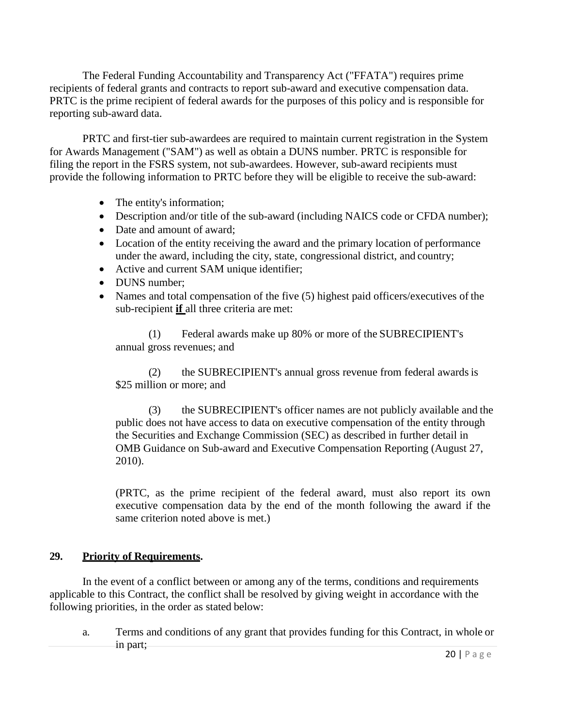The Federal Funding Accountability and Transparency Act ("FFATA") requires prime recipients of federal grants and contracts to report sub-award and executive compensation data. PRTC is the prime recipient of federal awards for the purposes of this policy and is responsible for reporting sub-award data.

PRTC and first-tier sub-awardees are required to maintain current registration in the System for Awards Management ("SAM") as well as obtain a DUNS number. PRTC is responsible for filing the report in the FSRS system, not sub-awardees. However, sub-award recipients must provide the following information to PRTC before they will be eligible to receive the sub-award:

- The entity's information;
- Description and/or title of the sub-award (including NAICS code or CFDA number);
- Date and amount of award;
- Location of the entity receiving the award and the primary location of performance under the award, including the city, state, congressional district, and country;
- Active and current SAM unique identifier;
- DUNS number;
- Names and total compensation of the five (5) highest paid officers/executives of the sub-recipient **if** all three criteria are met:

  (1) Federal awards make up 80% or more of the SUBRECIPIENT's annual gross revenues; and

  (2) the SUBRECIPIENT's annual gross revenue from federal awards is $25 million or more; and

  (3) the SUBRECIPIENT's officer names are not publicly available and the public does not have access to data on executive compensation of the entity through the Securities and Exchange Commission (SEC) as described in further detail in OMB Guidance on Sub-award and Executive Compensation Reporting (August 27, 2010).

  (PRTC, as the prime recipient of the federal award, must also report its own executive compensation data by the end of the month following the award if the same criterion noted above is met.)

**29. Priority of Requirements.**

In the event of a conflict between or among any of the terms, conditions and requirements applicable to this Contract, the conflict shall be resolved by giving weight in accordance with the following priorities, in the order as stated below:

a. Terms and conditions of any grant that provides funding for this Contract, in whole or in part;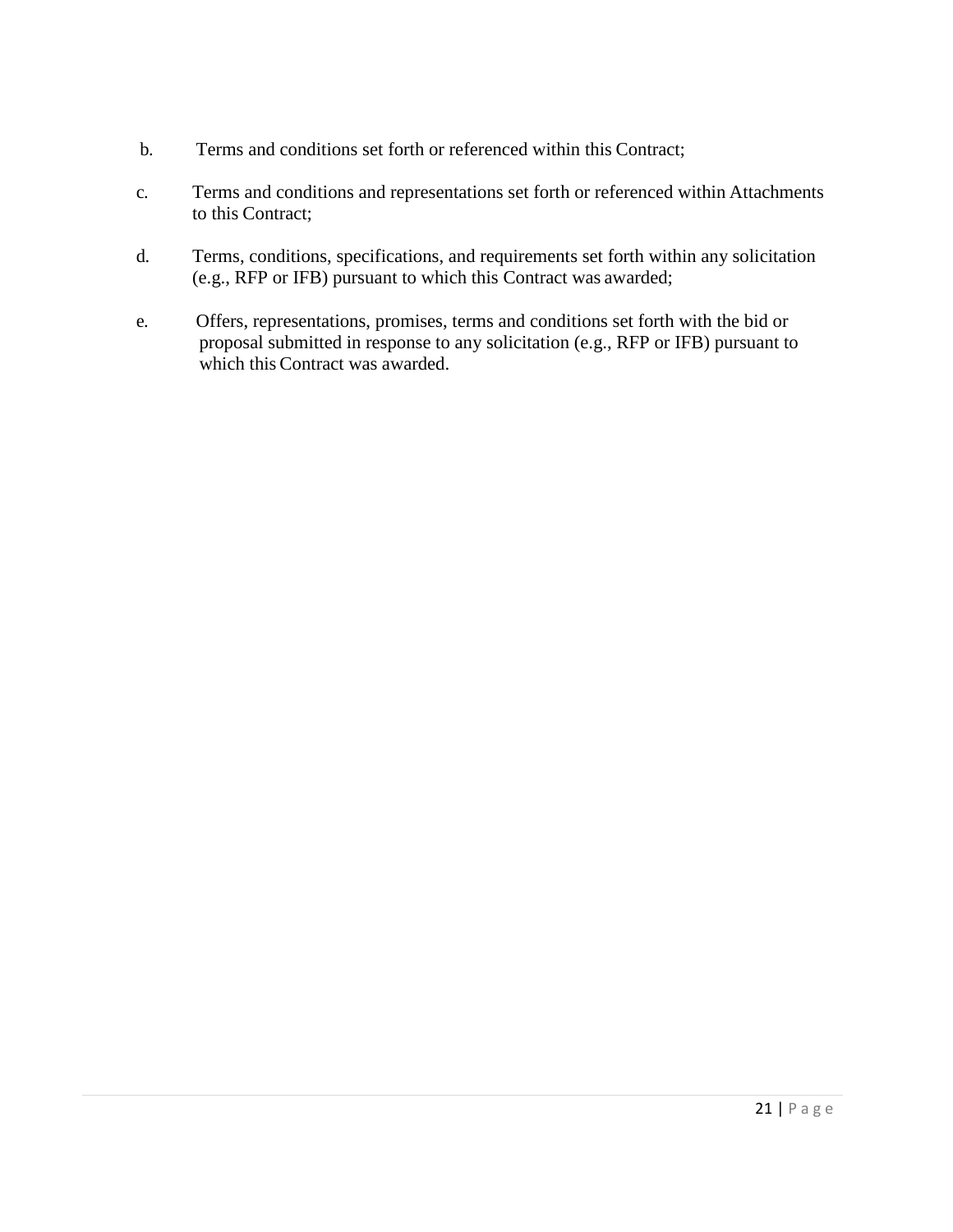b. Terms and conditions set forth or referenced within this Contract;

c. Terms and conditions and representations set forth or referenced within Attachments to this Contract;

d. Terms, conditions, specifications, and requirements set forth within any solicitation (e.g., RFP or IFB) pursuant to which this Contract was awarded;

e. Offers, representations, promises, terms and conditions set forth with the bid or proposal submitted in response to any solicitation (e.g., RFP or IFB) pursuant to which this Contract was awarded.